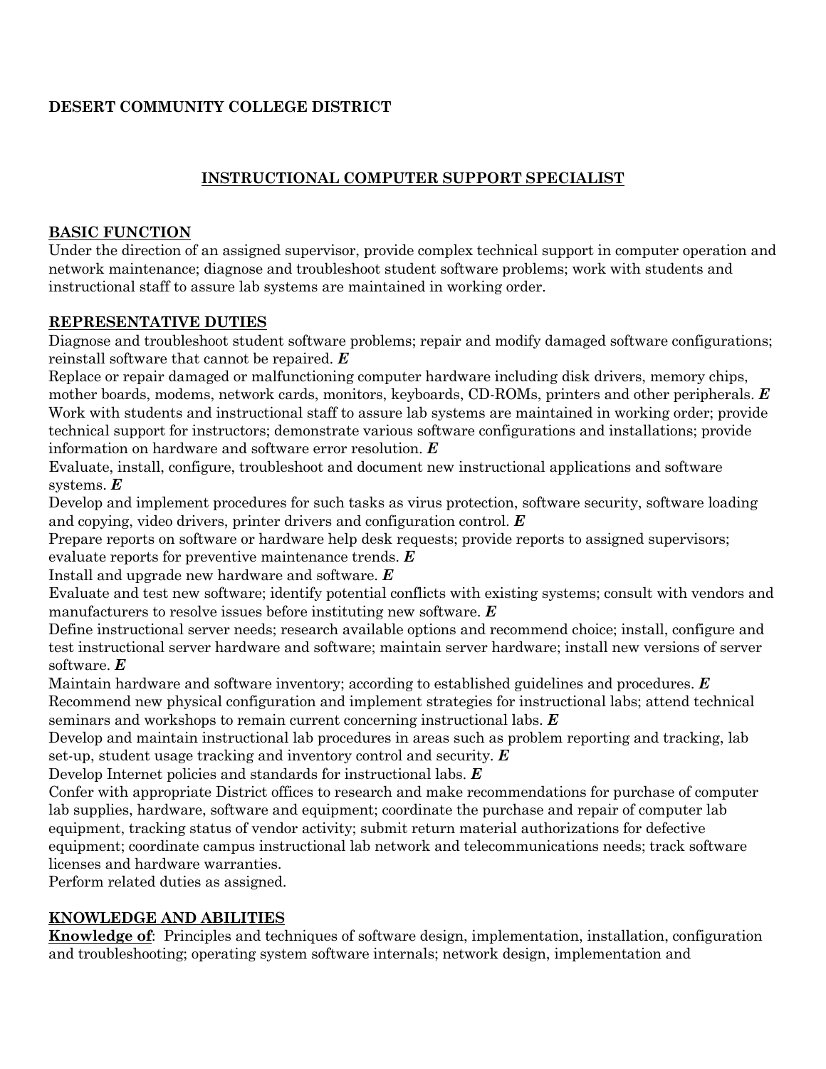**DESERT COMMUNITY COLLEGE DISTRICT**

## INSTRUCTIONAL COMPUTER SUPPORT SPECIALIST

### BASIC FUNCTION

Under the direction of an assigned supervisor, provide complex technical support in computer operation and network maintenance; diagnose and troubleshoot student software problems; work with students and instructional staff to assure lab systems are maintained in working order.

### REPRESENTATIVE DUTIES

Diagnose and troubleshoot student software problems; repair and modify damaged software configurations; reinstall software that cannot be repaired. ***E***

Replace or repair damaged or malfunctioning computer hardware including disk drivers, memory chips, mother boards, modems, network cards, monitors, keyboards, CD-ROMs, printers and other peripherals. ***E***

Work with students and instructional staff to assure lab systems are maintained in working order; provide technical support for instructors; demonstrate various software configurations and installations; provide information on hardware and software error resolution. ***E***

Evaluate, install, configure, troubleshoot and document new instructional applications and software systems. ***E***

Develop and implement procedures for such tasks as virus protection, software security, software loading and copying, video drivers, printer drivers and configuration control. ***E***

Prepare reports on software or hardware help desk requests; provide reports to assigned supervisors; evaluate reports for preventive maintenance trends. ***E***

Install and upgrade new hardware and software. ***E***

Evaluate and test new software; identify potential conflicts with existing systems; consult with vendors and manufacturers to resolve issues before instituting new software. ***E***

Define instructional server needs; research available options and recommend choice; install, configure and test instructional server hardware and software; maintain server hardware; install new versions of server software. ***E***

Maintain hardware and software inventory; according to established guidelines and procedures. ***E***

Recommend new physical configuration and implement strategies for instructional labs; attend technical seminars and workshops to remain current concerning instructional labs. ***E***

Develop and maintain instructional lab procedures in areas such as problem reporting and tracking, lab set-up, student usage tracking and inventory control and security. ***E***

Develop Internet policies and standards for instructional labs. ***E***

Confer with appropriate District offices to research and make recommendations for purchase of computer lab supplies, hardware, software and equipment; coordinate the purchase and repair of computer lab equipment, tracking status of vendor activity; submit return material authorizations for defective equipment; coordinate campus instructional lab network and telecommunications needs; track software licenses and hardware warranties.

Perform related duties as assigned.

### KNOWLEDGE AND ABILITIES

**Knowledge of**: Principles and techniques of software design, implementation, installation, configuration and troubleshooting; operating system software internals; network design, implementation and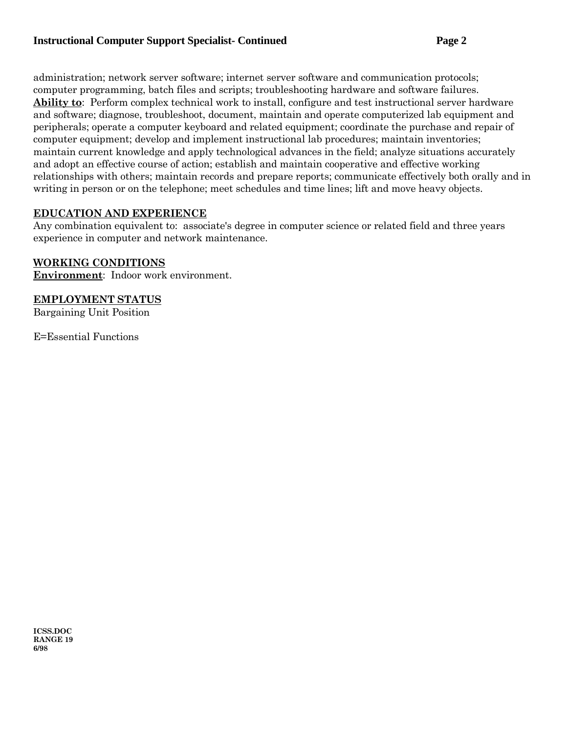administration; network server software; internet server software and communication protocols; computer programming, batch files and scripts; troubleshooting hardware and software failures.

**Ability to**: Perform complex technical work to install, configure and test instructional server hardware and software; diagnose, troubleshoot, document, maintain and operate computerized lab equipment and peripherals; operate a computer keyboard and related equipment; coordinate the purchase and repair of computer equipment; develop and implement instructional lab procedures; maintain inventories; maintain current knowledge and apply technological advances in the field; analyze situations accurately and adopt an effective course of action; establish and maintain cooperative and effective working relationships with others; maintain records and prepare reports; communicate effectively both orally and in writing in person or on the telephone; meet schedules and time lines; lift and move heavy objects.

## EDUCATION AND EXPERIENCE

Any combination equivalent to: associate's degree in computer science or related field and three years experience in computer and network maintenance.

## WORKING CONDITIONS

**Environment**: Indoor work environment.

## EMPLOYMENT STATUS

Bargaining Unit Position

E=Essential Functions

**ICSS.DOC**
**RANGE 19**
**6/98**